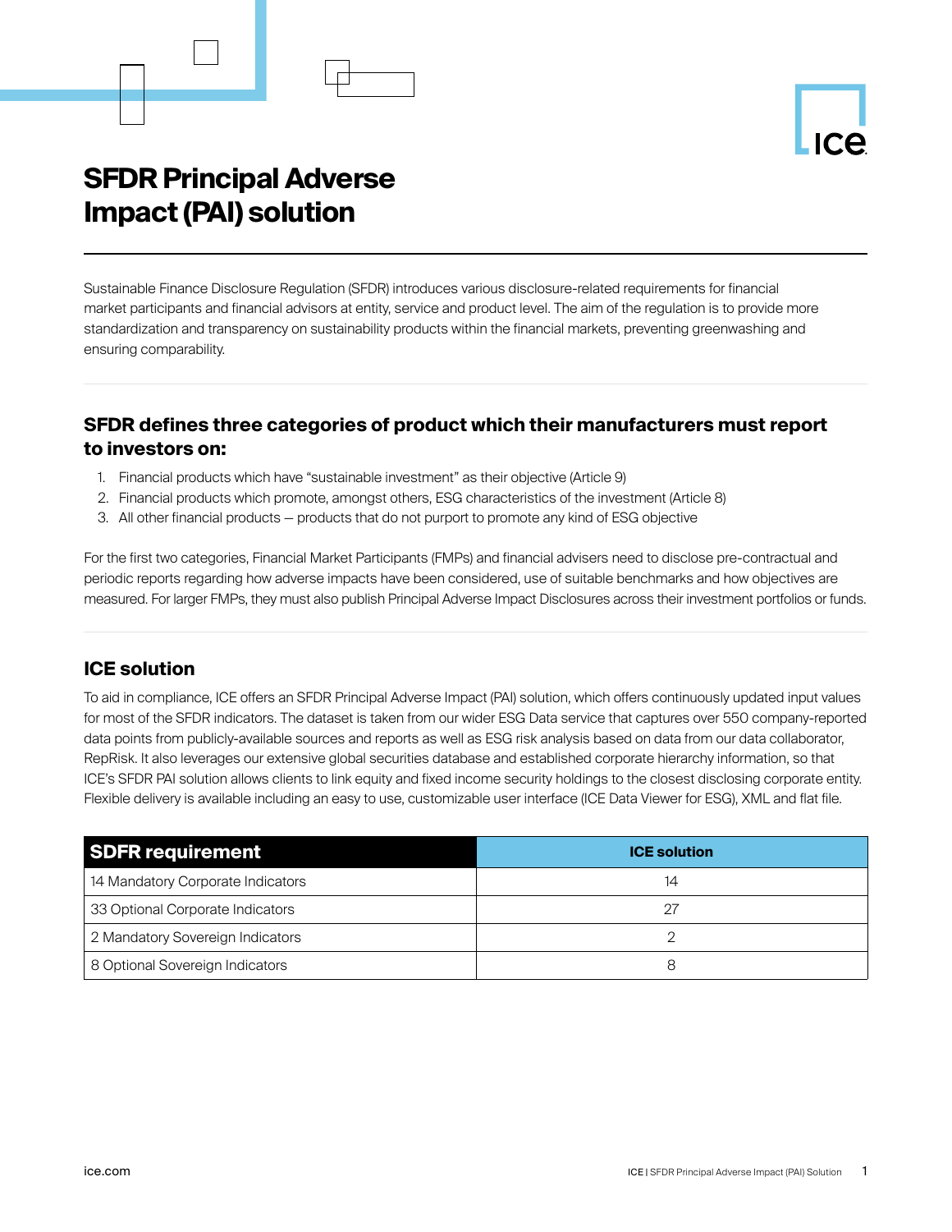# SFDR Principal Adverse Impact (PAI) solution

Sustainable Finance Disclosure Regulation (SFDR) introduces various disclosure-related requirements for financial market participants and financial advisors at entity, service and product level. The aim of the regulation is to provide more standardization and transparency on sustainability products within the financial markets, preventing greenwashing and ensuring comparability.

## SFDR defines three categories of product which their manufacturers must report to investors on:

1. Financial products which have "sustainable investment" as their objective (Article 9)
2. Financial products which promote, amongst others, ESG characteristics of the investment (Article 8)
3. All other financial products – products that do not purport to promote any kind of ESG objective

For the first two categories, Financial Market Participants (FMPs) and financial advisers need to disclose pre-contractual and periodic reports regarding how adverse impacts have been considered, use of suitable benchmarks and how objectives are measured. For larger FMPs, they must also publish Principal Adverse Impact Disclosures across their investment portfolios or funds.

## ICE solution

To aid in compliance, ICE offers an SFDR Principal Adverse Impact (PAI) solution, which offers continuously updated input values for most of the SFDR indicators. The dataset is taken from our wider ESG Data service that captures over 550 company-reported data points from publicly-available sources and reports as well as ESG risk analysis based on data from our data collaborator, RepRisk. It also leverages our extensive global securities database and established corporate hierarchy information, so that ICE's SFDR PAI solution allows clients to link equity and fixed income security holdings to the closest disclosing corporate entity. Flexible delivery is available including an easy to use, customizable user interface (ICE Data Viewer for ESG), XML and flat file.

| SDFR requirement | ICE solution |
|---|---|
| 14 Mandatory Corporate Indicators | 14 |
| 33 Optional Corporate Indicators | 27 |
| 2 Mandatory Sovereign Indicators | 2 |
| 8 Optional Sovereign Indicators | 8 |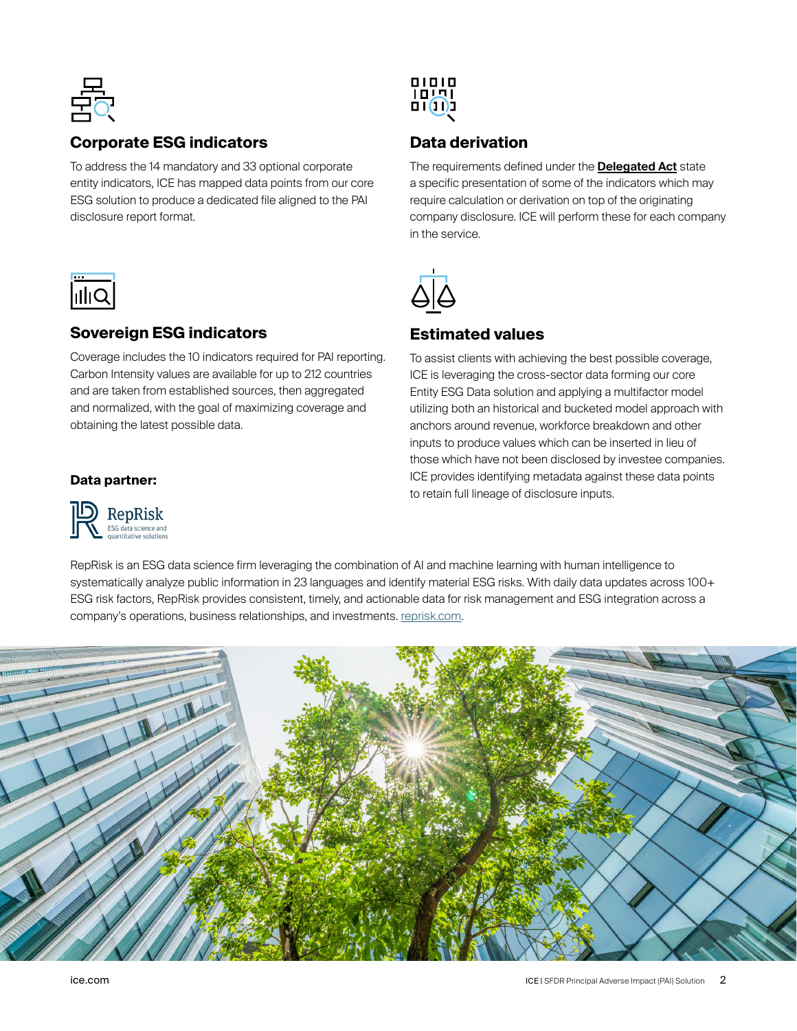## Corporate ESG indicators

To address the 14 mandatory and 33 optional corporate entity indicators, ICE has mapped data points from our core ESG solution to produce a dedicated file aligned to the PAI disclosure report format.

## Sovereign ESG indicators

Coverage includes the 10 indicators required for PAI reporting. Carbon Intensity values are available for up to 212 countries and are taken from established sources, then aggregated and normalized, with the goal of maximizing coverage and obtaining the latest possible data.

## Data derivation

The requirements defined under the **Delegated Act** state a specific presentation of some of the indicators which may require calculation or derivation on top of the originating company disclosure. ICE will perform these for each company in the service.

## Estimated values

To assist clients with achieving the best possible coverage, ICE is leveraging the cross-sector data forming our core Entity ESG Data solution and applying a multifactor model utilizing both an historical and bucketed model approach with anchors around revenue, workforce breakdown and other inputs to produce values which can be inserted in lieu of those which have not been disclosed by investee companies. ICE provides identifying metadata against these data points to retain full lineage of disclosure inputs.

**Data partner:**

RepRisk
ESG data science and quantitative solutions

RepRisk is an ESG data science firm leveraging the combination of AI and machine learning with human intelligence to systematically analyze public information in 23 languages and identify material ESG risks. With daily data updates across 100+ ESG risk factors, RepRisk provides consistent, timely, and actionable data for risk management and ESG integration across a company's operations, business relationships, and investments. reprisk.com.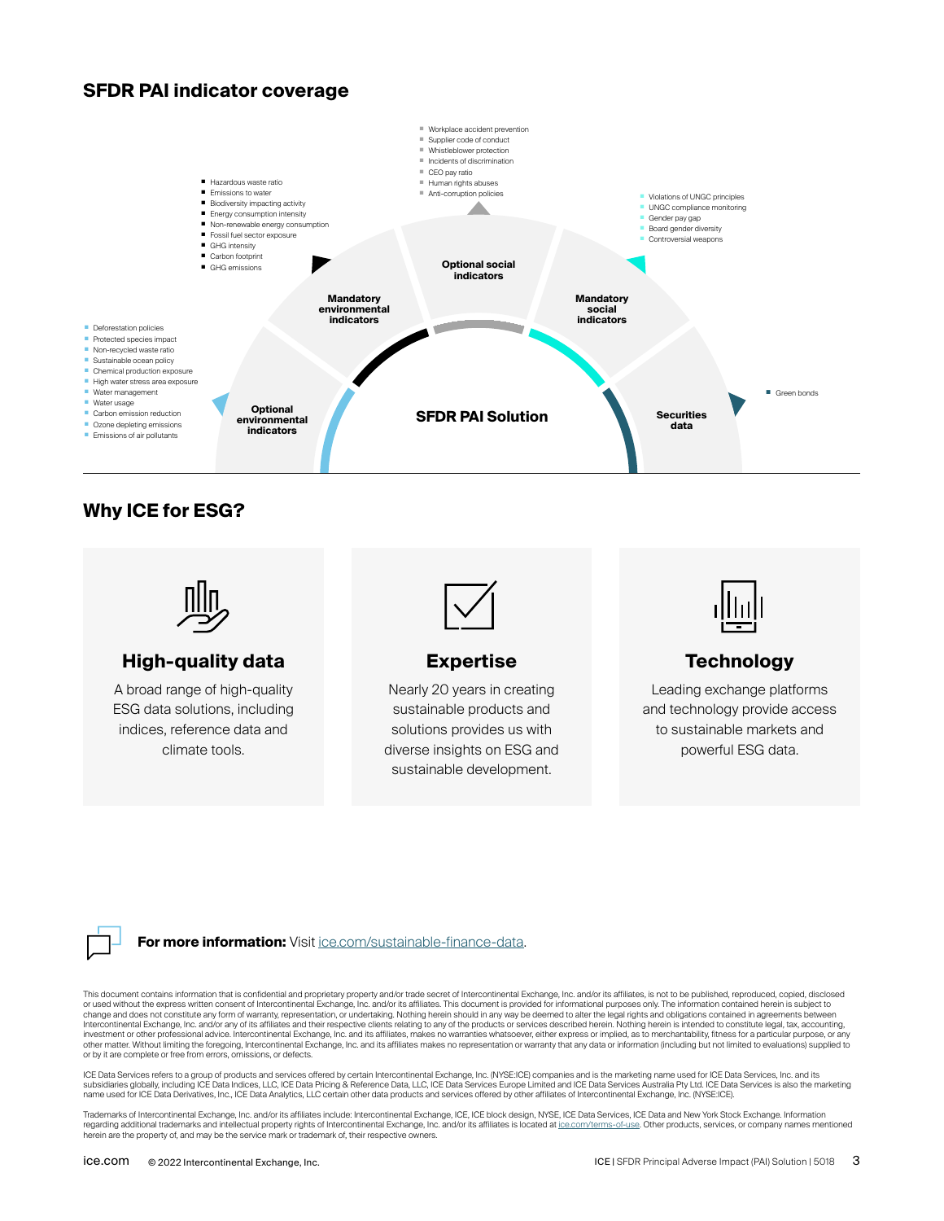## SFDR PAI indicator coverage

SFDR PAI Solution

**Mandatory environmental indicators**

- Hazardous waste ratio
- Emissions to water
- Biodiversity impacting activity
- Energy consumption intensity
- Non-renewable energy consumption
- Fossil fuel sector exposure
- GHG intensity
- Carbon footprint
- GHG emissions

**Optional social indicators**

- Workplace accident prevention
- Supplier code of conduct
- Whistleblower protection
- Incidents of discrimination
- CEO pay ratio
- Human rights abuses
- Anti-corruption policies

**Mandatory social indicators**

- Violations of UNGC principles
- UNGC compliance monitoring
- Gender pay gap
- Board gender diversity
- Controversial weapons

**Optional environmental indicators**

- Deforestation policies
- Protected species impact
- Non-recycled waste ratio
- Sustainable ocean policy
- Chemical production exposure
- High water stress area exposure
- Water management
- Water usage
- Carbon emission reduction
- Ozone depleting emissions
- Emissions of air pollutants

**Securities data**

- Green bonds

## Why ICE for ESG?

### High-quality data

A broad range of high-quality ESG data solutions, including indices, reference data and climate tools.

### Expertise

Nearly 20 years in creating sustainable products and solutions provides us with diverse insights on ESG and sustainable development.

### Technology

Leading exchange platforms and technology provide access to sustainable markets and powerful ESG data.

**For more information:** Visit ice.com/sustainable-finance-data.

This document contains information that is confidential and proprietary property and/or trade secret of Intercontinental Exchange, Inc. and/or its affiliates, is not to be published, reproduced, copied, disclosed or used without the express written consent of Intercontinental Exchange, Inc. and/or its affiliates. This document is provided for informational purposes only. The information contained herein is subject to change and does not constitute any form of warranty, representation, or undertaking. Nothing herein should in any way be deemed to alter the legal rights and obligations contained in agreements between Intercontinental Exchange, Inc. and/or any of its affiliates and their respective clients relating to any of the products or services described herein. Nothing herein is intended to constitute legal, tax, accounting, investment or other professional advice. Intercontinental Exchange, Inc. and its affiliates, makes no warranties whatsoever, either express or implied, as to merchantability, fitness for a particular purpose, or any other matter. Without limiting the foregoing, Intercontinental Exchange, Inc. and its affiliates makes no representation or warranty that any data or information (including but not limited to evaluations) supplied to or by it are complete or free from errors, omissions, or defects.

ICE Data Services refers to a group of products and services offered by certain Intercontinental Exchange, Inc. (NYSE:ICE) companies and is the marketing name used for ICE Data Services, Inc. and its subsidiaries globally, including ICE Data Indices, LLC, ICE Data Pricing & Reference Data, LLC, ICE Data Services Europe Limited and ICE Data Services Australia Pty Ltd. ICE Data Services is also the marketing name used for ICE Data Derivatives, Inc., ICE Data Analytics, LLC certain other data products and services offered by other affiliates of Intercontinental Exchange, Inc. (NYSE:ICE).

Trademarks of Intercontinental Exchange, Inc. and/or its affiliates include: Intercontinental Exchange, ICE, ICE block design, NYSE, ICE Data Services, ICE Data and New York Stock Exchange. Information regarding additional trademarks and intellectual property rights of Intercontinental Exchange, Inc. and/or its affiliates is located at ice.com/terms-of-use. Other products, services, or company names mentioned herein are the property of, and may be the service mark or trademark of, their respective owners.

ice.com © 2022 Intercontinental Exchange, Inc.